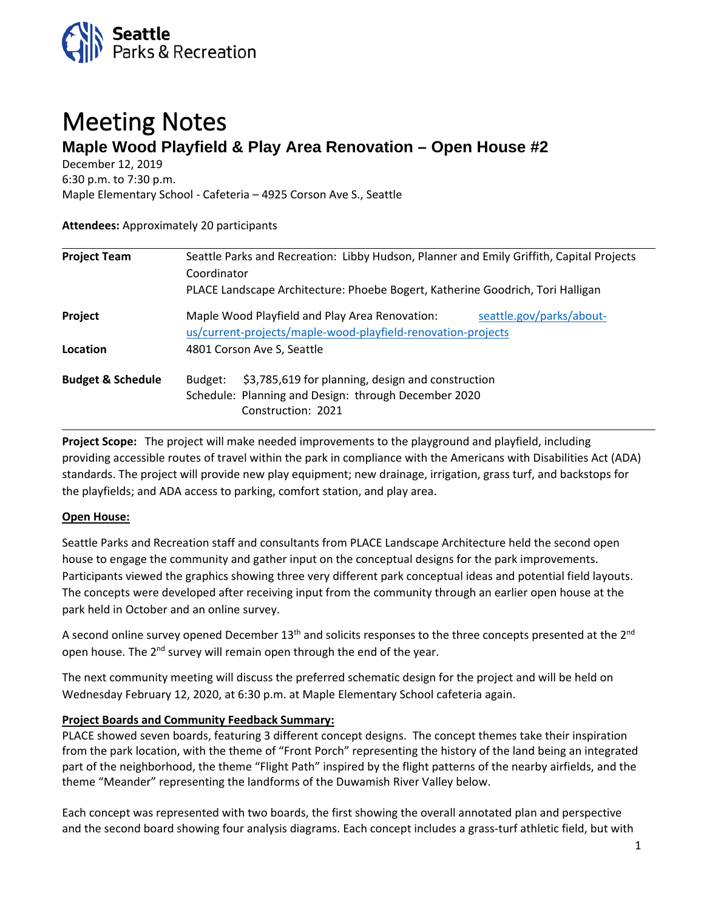Seattle Parks & Recreation

# Meeting Notes

## Maple Wood Playfield & Play Area Renovation – Open House #2

December 12, 2019
6:30 p.m. to 7:30 p.m.
Maple Elementary School - Cafeteria – 4925 Corson Ave S., Seattle

**Attendees:** Approximately 20 participants

| | |
|---|---|
| **Project Team** | Seattle Parks and Recreation: Libby Hudson, Planner and Emily Griffith, Capital Projects Coordinator<br>PLACE Landscape Architecture: Phoebe Bogert, Katherine Goodrich, Tori Halligan |
| **Project** | Maple Wood Playfield and Play Area Renovation: seattle.gov/parks/about-us/current-projects/maple-wood-playfield-renovation-projects |
| **Location** | 4801 Corson Ave S, Seattle |
| **Budget & Schedule** | Budget: $3,785,619 for planning, design and construction<br>Schedule: Planning and Design: through December 2020<br>Construction: 2021 |

**Project Scope:** The project will make needed improvements to the playground and playfield, including providing accessible routes of travel within the park in compliance with the Americans with Disabilities Act (ADA) standards. The project will provide new play equipment; new drainage, irrigation, grass turf, and backstops for the playfields; and ADA access to parking, comfort station, and play area.

**Open House:**

Seattle Parks and Recreation staff and consultants from PLACE Landscape Architecture held the second open house to engage the community and gather input on the conceptual designs for the park improvements. Participants viewed the graphics showing three very different park conceptual ideas and potential field layouts. The concepts were developed after receiving input from the community through an earlier open house at the park held in October and an online survey.

A second online survey opened December 13th and solicits responses to the three concepts presented at the 2nd open house. The 2nd survey will remain open through the end of the year.

The next community meeting will discuss the preferred schematic design for the project and will be held on Wednesday February 12, 2020, at 6:30 p.m. at Maple Elementary School cafeteria again.

**Project Boards and Community Feedback Summary:**

PLACE showed seven boards, featuring 3 different concept designs. The concept themes take their inspiration from the park location, with the theme of "Front Porch" representing the history of the land being an integrated part of the neighborhood, the theme "Flight Path" inspired by the flight patterns of the nearby airfields, and the theme "Meander" representing the landforms of the Duwamish River Valley below.

Each concept was represented with two boards, the first showing the overall annotated plan and perspective and the second board showing four analysis diagrams. Each concept includes a grass-turf athletic field, but with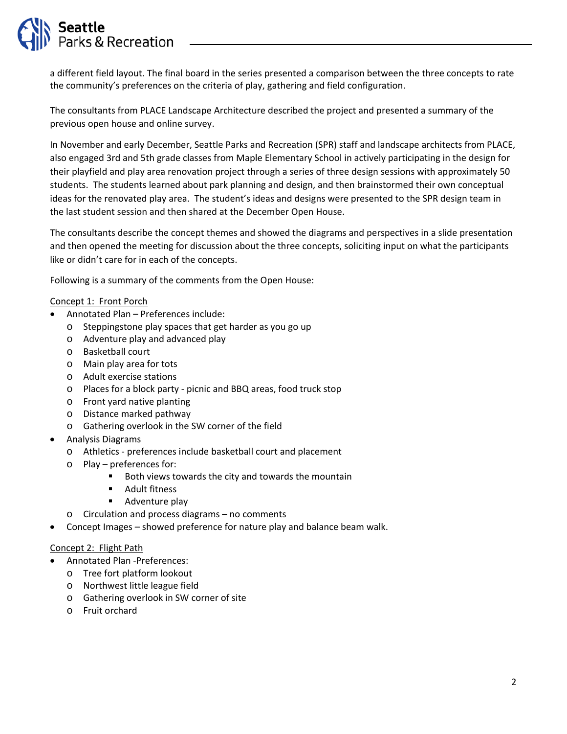a different field layout. The final board in the series presented a comparison between the three concepts to rate the community's preferences on the criteria of play, gathering and field configuration.

The consultants from PLACE Landscape Architecture described the project and presented a summary of the previous open house and online survey.

In November and early December, Seattle Parks and Recreation (SPR) staff and landscape architects from PLACE, also engaged 3rd and 5th grade classes from Maple Elementary School in actively participating in the design for their playfield and play area renovation project through a series of three design sessions with approximately 50 students. The students learned about park planning and design, and then brainstormed their own conceptual ideas for the renovated play area. The student's ideas and designs were presented to the SPR design team in the last student session and then shared at the December Open House.

The consultants describe the concept themes and showed the diagrams and perspectives in a slide presentation and then opened the meeting for discussion about the three concepts, soliciting input on what the participants like or didn't care for in each of the concepts.

Following is a summary of the comments from the Open House:

<u>Concept 1: Front Porch</u>

- Annotated Plan – Preferences include:
  - Steppingstone play spaces that get harder as you go up
  - Adventure play and advanced play
  - Basketball court
  - Main play area for tots
  - Adult exercise stations
  - Places for a block party - picnic and BBQ areas, food truck stop
  - Front yard native planting
  - Distance marked pathway
  - Gathering overlook in the SW corner of the field
- Analysis Diagrams
  - Athletics - preferences include basketball court and placement
  - Play – preferences for:
    - Both views towards the city and towards the mountain
    - Adult fitness
    - Adventure play
  - Circulation and process diagrams – no comments
- Concept Images – showed preference for nature play and balance beam walk.

<u>Concept 2: Flight Path</u>

- Annotated Plan -Preferences:
  - Tree fort platform lookout
  - Northwest little league field
  - Gathering overlook in SW corner of site
  - Fruit orchard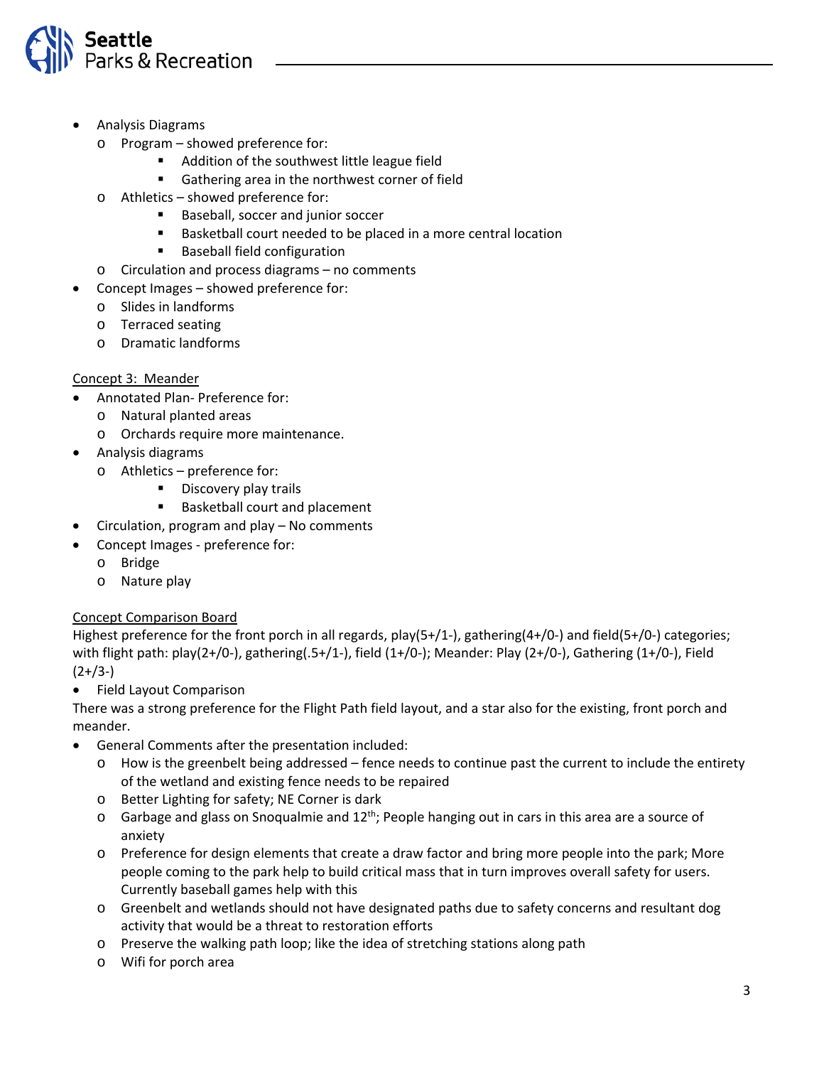- Analysis Diagrams
  - Program – showed preference for:
    - Addition of the southwest little league field
    - Gathering area in the northwest corner of field
  - Athletics – showed preference for:
    - Baseball, soccer and junior soccer
    - Basketball court needed to be placed in a more central location
    - Baseball field configuration
  - Circulation and process diagrams – no comments
- Concept Images – showed preference for:
  - Slides in landforms
  - Terraced seating
  - Dramatic landforms

<u>Concept 3: Meander</u>

- Annotated Plan- Preference for:
  - Natural planted areas
  - Orchards require more maintenance.
- Analysis diagrams
  - Athletics – preference for:
    - Discovery play trails
    - Basketball court and placement
- Circulation, program and play – No comments
- Concept Images - preference for:
  - Bridge
  - Nature play

<u>Concept Comparison Board</u>

Highest preference for the front porch in all regards, play(5+/1-), gathering(4+/0-) and field(5+/0-) categories; with flight path: play(2+/0-), gathering(.5+/1-), field (1+/0-); Meander: Play (2+/0-), Gathering (1+/0-), Field (2+/3-)

- Field Layout Comparison

There was a strong preference for the Flight Path field layout, and a star also for the existing, front porch and meander.

- General Comments after the presentation included:
  - How is the greenbelt being addressed – fence needs to continue past the current to include the entirety of the wetland and existing fence needs to be repaired
  - Better Lighting for safety; NE Corner is dark
  - Garbage and glass on Snoqualmie and 12th; People hanging out in cars in this area are a source of anxiety
  - Preference for design elements that create a draw factor and bring more people into the park; More people coming to the park help to build critical mass that in turn improves overall safety for users. Currently baseball games help with this
  - Greenbelt and wetlands should not have designated paths due to safety concerns and resultant dog activity that would be a threat to restoration efforts
  - Preserve the walking path loop; like the idea of stretching stations along path
  - Wifi for porch area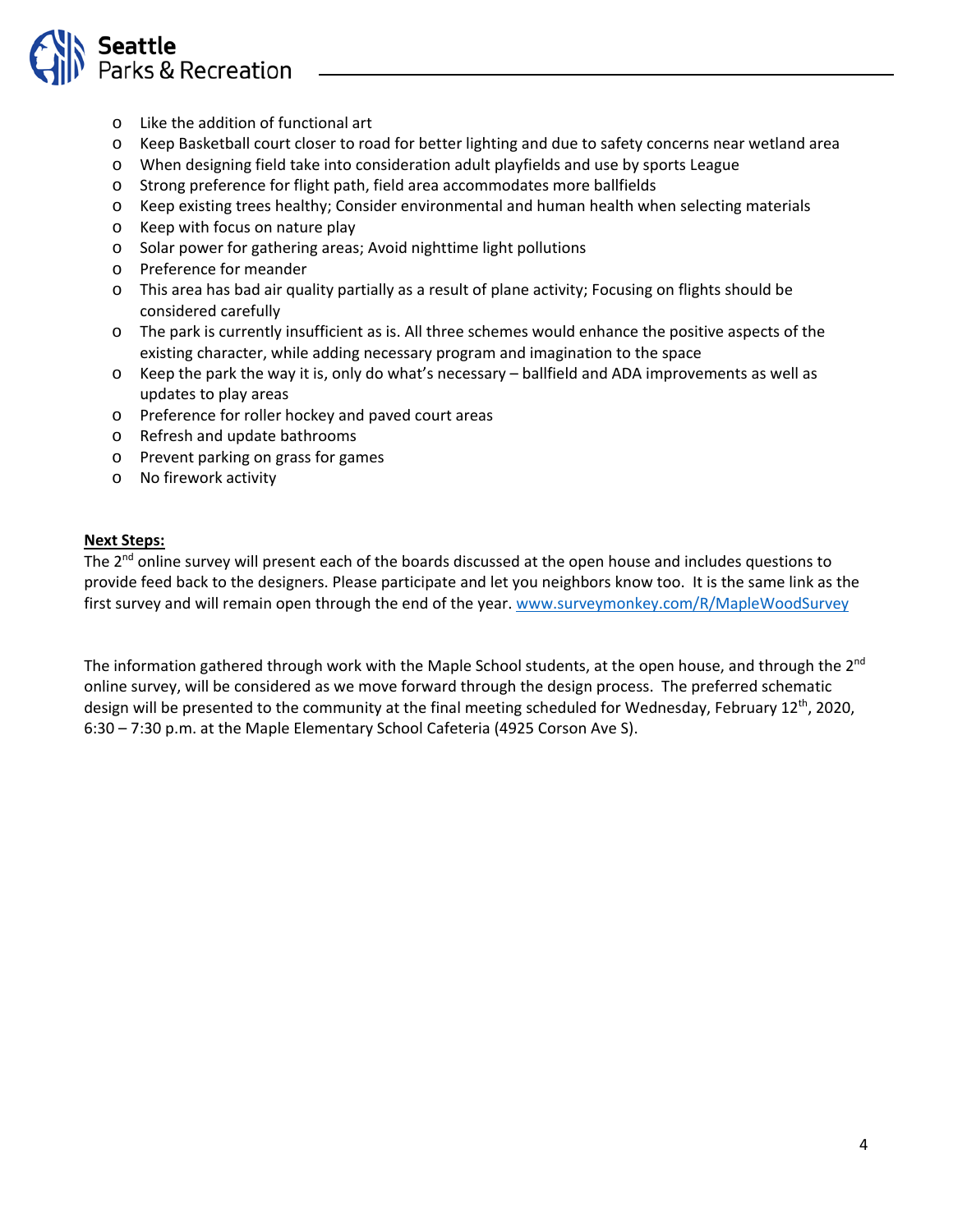- Like the addition of functional art
- Keep Basketball court closer to road for better lighting and due to safety concerns near wetland area
- When designing field take into consideration adult playfields and use by sports League
- Strong preference for flight path, field area accommodates more ballfields
- Keep existing trees healthy; Consider environmental and human health when selecting materials
- Keep with focus on nature play
- Solar power for gathering areas; Avoid nighttime light pollutions
- Preference for meander
- This area has bad air quality partially as a result of plane activity; Focusing on flights should be considered carefully
- The park is currently insufficient as is. All three schemes would enhance the positive aspects of the existing character, while adding necessary program and imagination to the space
- Keep the park the way it is, only do what's necessary – ballfield and ADA improvements as well as updates to play areas
- Preference for roller hockey and paved court areas
- Refresh and update bathrooms
- Prevent parking on grass for games
- No firework activity

**Next Steps:**

The 2nd online survey will present each of the boards discussed at the open house and includes questions to provide feed back to the designers. Please participate and let you neighbors know too. It is the same link as the first survey and will remain open through the end of the year. [www.surveymonkey.com/R/MapleWoodSurvey](www.surveymonkey.com/R/MapleWoodSurvey)

The information gathered through work with the Maple School students, at the open house, and through the 2nd online survey, will be considered as we move forward through the design process. The preferred schematic design will be presented to the community at the final meeting scheduled for Wednesday, February 12th, 2020, 6:30 – 7:30 p.m. at the Maple Elementary School Cafeteria (4925 Corson Ave S).